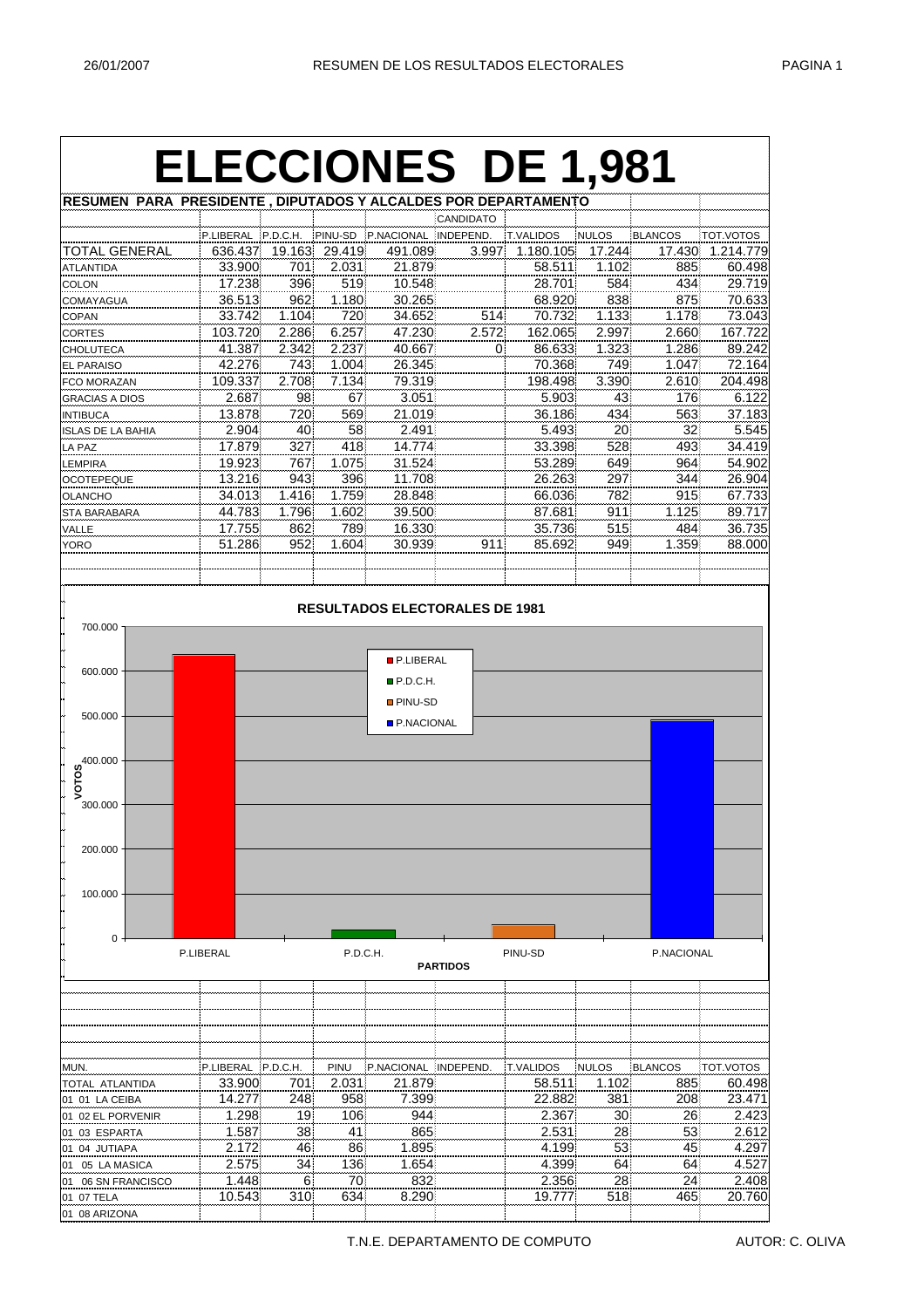# ELECCIONES DE 1,981

## RESUMEN PARA PRESIDENTE , DIPUTADOS Y ALCALDES POR DEPARTAMENTO

| | P.LIBERAL | P.D.C.H. | PINU-SD | P.NACIONAL | CANDIDATO INDEPEND. | T.VALIDOS | NULOS | BLANCOS | TOT.VOTOS |
|---|---|---|---|---|---|---|---|---|---|
| TOTAL GENERAL | 636.437 | 19.163 | 29.419 | 491.089 | 3.997 | 1.180.105 | 17.244 | 17.430 | 1.214.779 |
| ATLANTIDA | 33.900 | 701 | 2.031 | 21.879 | | 58.511 | 1.102 | 885 | 60.498 |
| COLON | 17.238 | 396 | 519 | 10.548 | | 28.701 | 584 | 434 | 29.719 |
| COMAYAGUA | 36.513 | 962 | 1.180 | 30.265 | | 68.920 | 838 | 875 | 70.633 |
| COPAN | 33.742 | 1.104 | 720 | 34.652 | 514 | 70.732 | 1.133 | 1.178 | 73.043 |
| CORTES | 103.720 | 2.286 | 6.257 | 47.230 | 2.572 | 162.065 | 2.997 | 2.660 | 167.722 |
| CHOLUTECA | 41.387 | 2.342 | 2.237 | 40.667 | 0 | 86.633 | 1.323 | 1.286 | 89.242 |
| EL PARAISO | 42.276 | 743 | 1.004 | 26.345 | | 70.368 | 749 | 1.047 | 72.164 |
| FCO MORAZAN | 109.337 | 2.708 | 7.134 | 79.319 | | 198.498 | 3.390 | 2.610 | 204.498 |
| GRACIAS A DIOS | 2.687 | 98 | 67 | 3.051 | | 5.903 | 43 | 176 | 6.122 |
| INTIBUCA | 13.878 | 720 | 569 | 21.019 | | 36.186 | 434 | 563 | 37.183 |
| ISLAS DE LA BAHIA | 2.904 | 40 | 58 | 2.491 | | 5.493 | 20 | 32 | 5.545 |
| LA PAZ | 17.879 | 327 | 418 | 14.774 | | 33.398 | 528 | 493 | 34.419 |
| LEMPIRA | 19.923 | 767 | 1.075 | 31.524 | | 53.289 | 649 | 964 | 54.902 |
| OCOTEPEQUE | 13.216 | 943 | 396 | 11.708 | | 26.263 | 297 | 344 | 26.904 |
| OLANCHO | 34.013 | 1.416 | 1.759 | 28.848 | | 66.036 | 782 | 915 | 67.733 |
| STA BARABARA | 44.783 | 1.796 | 1.602 | 39.500 | | 87.681 | 911 | 1.125 | 89.717 |
| VALLE | 17.755 | 862 | 789 | 16.330 | | 35.736 | 515 | 484 | 36.735 |
| YORO | 51.286 | 952 | 1.604 | 30.939 | 911 | 85.692 | 949 | 1.359 | 88.000 |

### RESULTADOS ELECTORALES DE 1981

| MUN. | P.LIBERAL | P.D.C.H. | PINU | P.NACIONAL | INDEPEND. | T.VALIDOS | NULOS | BLANCOS | TOT.VOTOS |
|---|---|---|---|---|---|---|---|---|---|
| TOTAL ATLANTIDA | 33.900 | 701 | 2.031 | 21.879 | | 58.511 | 1.102 | 885 | 60.498 |
| 01 01 LA CEIBA | 14.277 | 248 | 958 | 7.399 | | 22.882 | 381 | 208 | 23.471 |
| 01 02 EL PORVENIR | 1.298 | 19 | 106 | 944 | | 2.367 | 30 | 26 | 2.423 |
| 01 03 ESPARTA | 1.587 | 38 | 41 | 865 | | 2.531 | 28 | 53 | 2.612 |
| 01 04 JUTIAPA | 2.172 | 46 | 86 | 1.895 | | 4.199 | 53 | 45 | 4.297 |
| 01 05 LA MASICA | 2.575 | 34 | 136 | 1.654 | | 4.399 | 64 | 64 | 4.527 |
| 01 06 SN FRANCISCO | 1.448 | 6 | 70 | 832 | | 2.356 | 28 | 24 | 2.408 |
| 01 07 TELA | 10.543 | 310 | 634 | 8.290 | | 19.777 | 518 | 465 | 20.760 |
| 01 08 ARIZONA | | | | | | | | | |

T.N.E. DEPARTAMENTO DE COMPUTO — AUTOR: C. OLIVA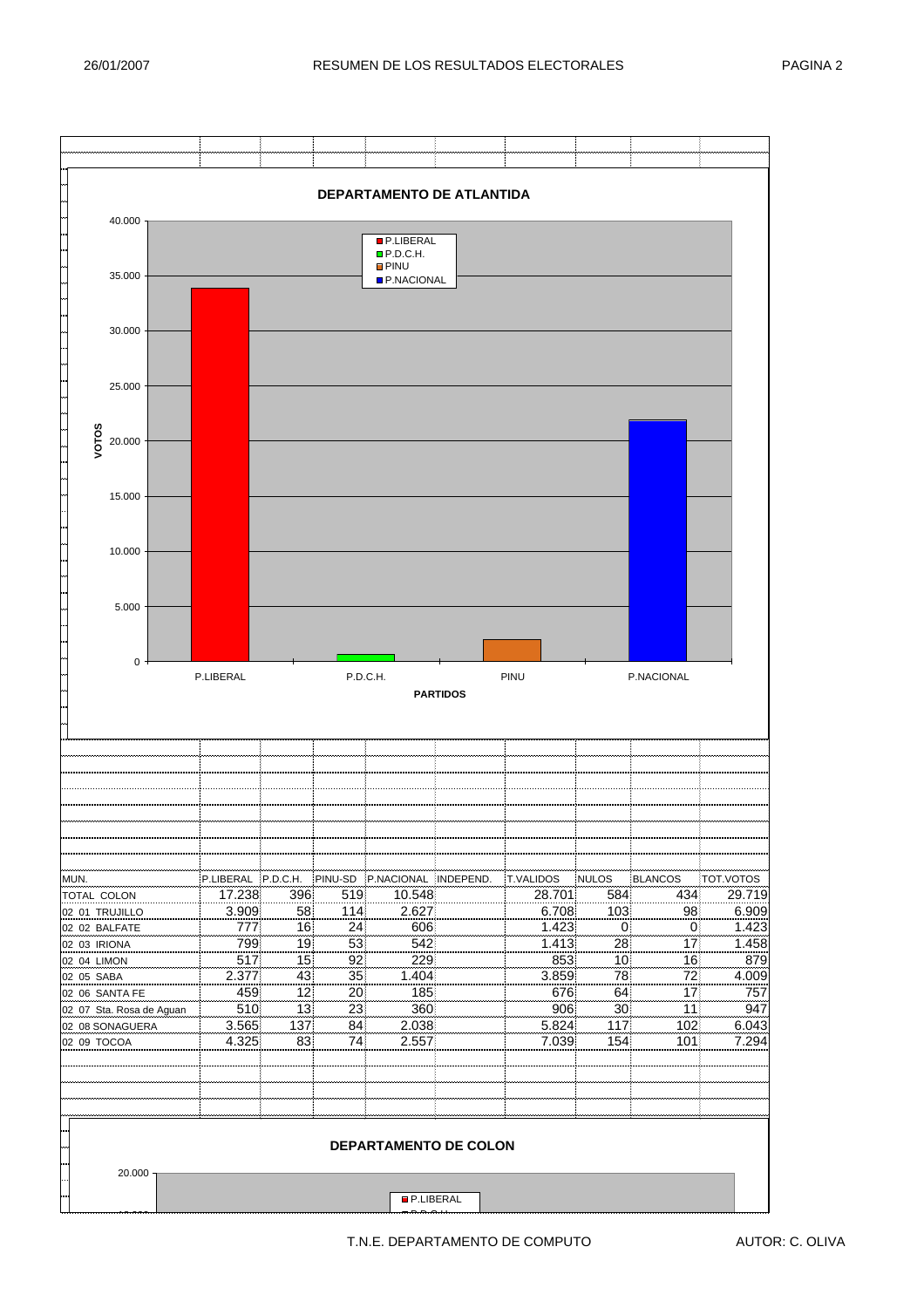## DEPARTAMENTO DE ATLANTIDA

VOTOS

40.000
35.000
30.000
25.000
20.000
15.000
10.000
5.000
0

P.LIBERAL | P.D.C.H. | PINU | P.NACIONAL

PARTIDOS

| MUN. | P.LIBERAL | P.D.C.H. | PINU-SD | P.NACIONAL | INDEPEND. | T.VALIDOS | NULOS | BLANCOS | TOT.VOTOS |
|---|---|---|---|---|---|---|---|---|---|
| TOTAL COLON | 17.238 | 396 | 519 | 10.548 | | 28.701 | 584 | 434 | 29.719 |
| 02 01 TRUJILLO | 3.909 | 58 | 114 | 2.627 | | 6.708 | 103 | 98 | 6.909 |
| 02 02 BALFATE | 777 | 16 | 24 | 606 | | 1.423 | 0 | 0 | 1.423 |
| 02 03 IRIONA | 799 | 19 | 53 | 542 | | 1.413 | 28 | 17 | 1.458 |
| 02 04 LIMON | 517 | 15 | 92 | 229 | | 853 | 10 | 16 | 879 |
| 02 05 SABA | 2.377 | 43 | 35 | 1.404 | | 3.859 | 78 | 72 | 4.009 |
| 02 06 SANTA FE | 459 | 12 | 20 | 185 | | 676 | 64 | 17 | 757 |
| 02 07 Sta. Rosa de Aguan | 510 | 13 | 23 | 360 | | 906 | 30 | 11 | 947 |
| 02 08 SONAGUERA | 3.565 | 137 | 84 | 2.038 | | 5.824 | 117 | 102 | 6.043 |
| 02 09 TOCOA | 4.325 | 83 | 74 | 2.557 | | 7.039 | 154 | 101 | 7.294 |

## DEPARTAMENTO DE COLON

20.000

P.LIBERAL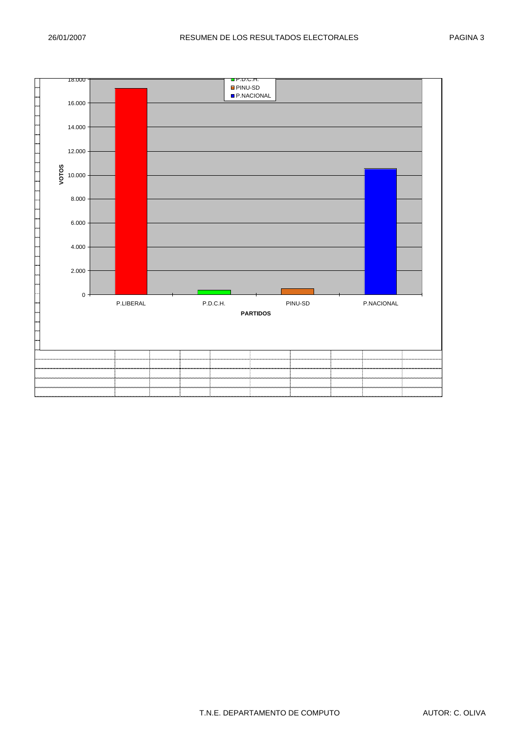VOTOS

18.000

16.000

14.000

12.000

10.000

8.000

6.000

4.000

2.000

0

P.LIBERAL | P.D.C.H. | PINU-SD | P.NACIONAL

PARTIDOS

P.D.C.H.
PINU-SD
P.NACIONAL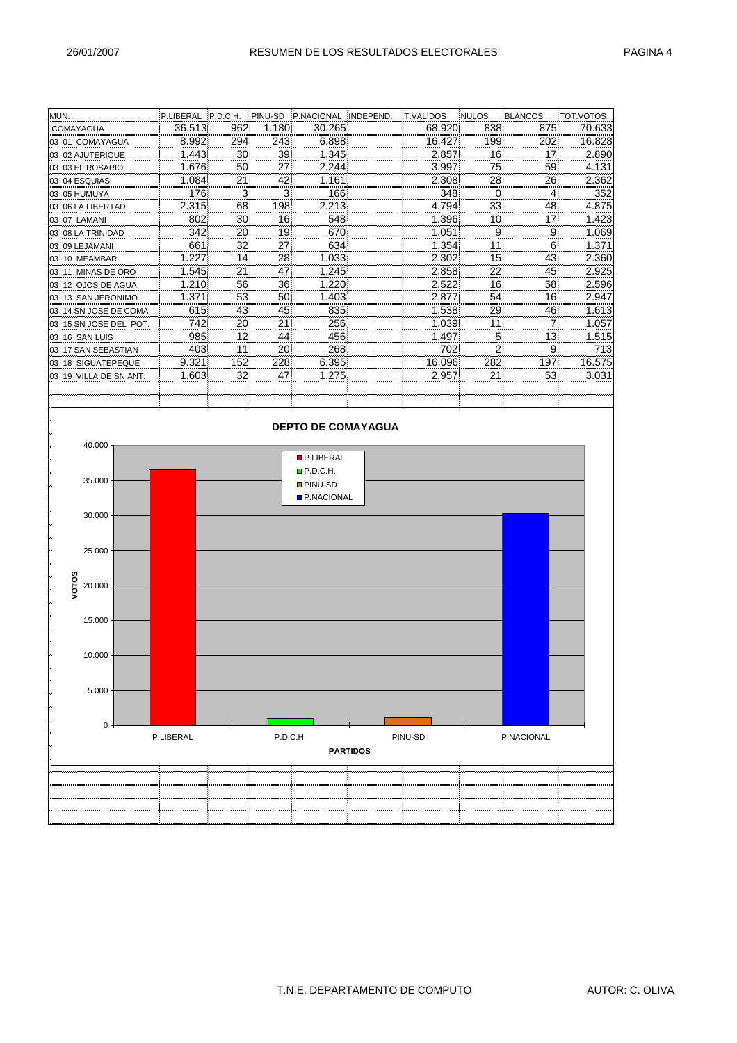# RESUMEN DE LOS RESULTADOS ELECTORALES

26/01/2007

| MUN. | P.LIBERAL | P.D.C.H. | PINU-SD | P.NACIONAL | INDEPEND. | T.VALIDOS | NULOS | BLANCOS | TOT.VOTOS |
|---|---|---|---|---|---|---|---|---|---|
| COMAYAGUA | 36.513 | 962 | 1.180 | 30.265 | | 68.920 | 838 | 875 | 70.633 |
| 03 01 COMAYAGUA | 8.992 | 294 | 243 | 6.898 | | 16.427 | 199 | 202 | 16.828 |
| 03 02 AJUTERIQUE | 1.443 | 30 | 39 | 1.345 | | 2.857 | 16 | 17 | 2.890 |
| 03 03 EL ROSARIO | 1.676 | 50 | 27 | 2.244 | | 3.997 | 75 | 59 | 4.131 |
| 03 04 ESQUIAS | 1.084 | 21 | 42 | 1.161 | | 2.308 | 28 | 26 | 2.362 |
| 03 05 HUMUYA | 176 | 3 | 3 | 166 | | 348 | 0 | 4 | 352 |
| 03 06 LA LIBERTAD | 2.315 | 68 | 198 | 2.213 | | 4.794 | 33 | 48 | 4.875 |
| 03 07 LAMANI | 802 | 30 | 16 | 548 | | 1.396 | 10 | 17 | 1.423 |
| 03 08 LA TRINIDAD | 342 | 20 | 19 | 670 | | 1.051 | 9 | 9 | 1.069 |
| 03 09 LEJAMANI | 661 | 32 | 27 | 634 | | 1.354 | 11 | 6 | 1.371 |
| 03 10 MEAMBAR | 1.227 | 14 | 28 | 1.033 | | 2.302 | 15 | 43 | 2.360 |
| 03 11 MINAS DE ORO | 1.545 | 21 | 47 | 1.245 | | 2.858 | 22 | 45 | 2.925 |
| 03 12 OJOS DE AGUA | 1.210 | 56 | 36 | 1.220 | | 2.522 | 16 | 58 | 2.596 |
| 03 13 SAN JERONIMO | 1.371 | 53 | 50 | 1.403 | | 2.877 | 54 | 16 | 2.947 |
| 03 14 SN JOSE DE COMA | 615 | 43 | 45 | 835 | | 1.538 | 29 | 46 | 1.613 |
| 03 15 SN JOSE DEL POT. | 742 | 20 | 21 | 256 | | 1.039 | 11 | 7 | 1.057 |
| 03 16 SAN LUIS | 985 | 12 | 44 | 456 | | 1.497 | 5 | 13 | 1.515 |
| 03 17 SAN SEBASTIAN | 403 | 11 | 20 | 268 | | 702 | 2 | 9 | 713 |
| 03 18 SIGUATEPEQUE | 9.321 | 152 | 228 | 6.395 | | 16.096 | 282 | 197 | 16.575 |
| 03 19 VILLA DE SN ANT. | 1.603 | 32 | 47 | 1.275 | | 2.957 | 21 | 53 | 3.031 |

**DEPTO DE COMAYAGUA**

VOTOS / PARTIDOS: P.LIBERAL, P.D.C.H., PINU-SD, P.NACIONAL

T.N.E. DEPARTAMENTO DE COMPUTO

AUTOR: C. OLIVA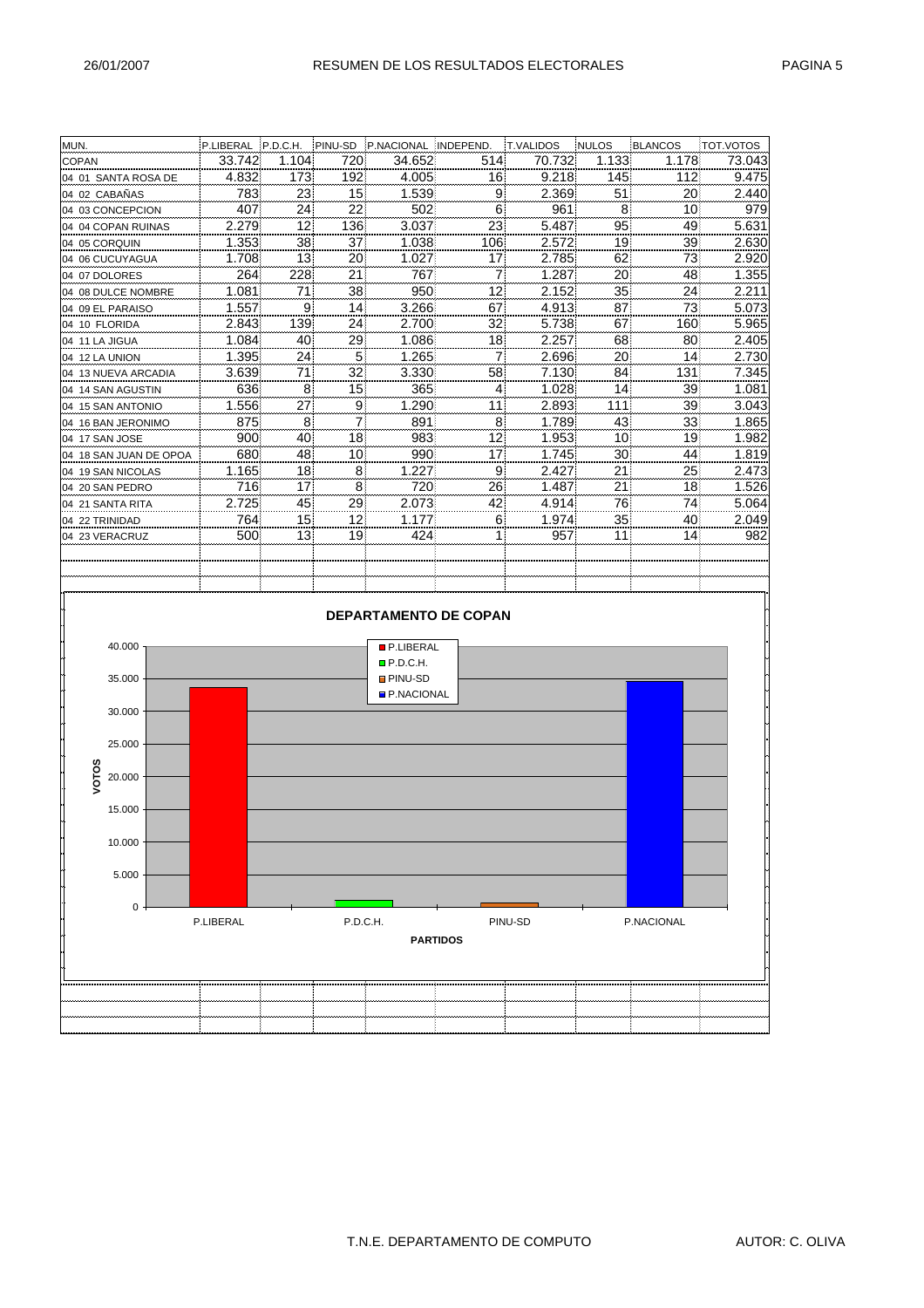# RESUMEN DE LOS RESULTADOS ELECTORALES

| MUN. | P.LIBERAL | P.D.C.H. | PINU-SD | P.NACIONAL | INDEPEND. | T.VALIDOS | NULOS | BLANCOS | TOT.VOTOS |
|---|---|---|---|---|---|---|---|---|---|
| COPAN | 33.742 | 1.104 | 720 | 34.652 | 514 | 70.732 | 1.133 | 1.178 | 73.043 |
| 04 01 SANTA ROSA DE | 4.832 | 173 | 192 | 4.005 | 16 | 9.218 | 145 | 112 | 9.475 |
| 04 02 CABAÑAS | 783 | 23 | 15 | 1.539 | 9 | 2.369 | 51 | 20 | 2.440 |
| 04 03 CONCEPCION | 407 | 24 | 22 | 502 | 6 | 961 | 8 | 10 | 979 |
| 04 04 COPAN RUINAS | 2.279 | 12 | 136 | 3.037 | 23 | 5.487 | 95 | 49 | 5.631 |
| 04 05 CORQUIN | 1.353 | 38 | 37 | 1.038 | 106 | 2.572 | 19 | 39 | 2.630 |
| 04 06 CUCUYAGUA | 1.708 | 13 | 20 | 1.027 | 17 | 2.785 | 62 | 73 | 2.920 |
| 04 07 DOLORES | 264 | 228 | 21 | 767 | 7 | 1.287 | 20 | 48 | 1.355 |
| 04 08 DULCE NOMBRE | 1.081 | 71 | 38 | 950 | 12 | 2.152 | 35 | 24 | 2.211 |
| 04 09 EL PARAISO | 1.557 | 9 | 14 | 3.266 | 67 | 4.913 | 87 | 73 | 5.073 |
| 04 10 FLORIDA | 2.843 | 139 | 24 | 2.700 | 32 | 5.738 | 67 | 160 | 5.965 |
| 04 11 LA JIGUA | 1.084 | 40 | 29 | 1.086 | 18 | 2.257 | 68 | 80 | 2.405 |
| 04 12 LA UNION | 1.395 | 24 | 5 | 1.265 | 7 | 2.696 | 20 | 14 | 2.730 |
| 04 13 NUEVA ARCADIA | 3.639 | 71 | 32 | 3.330 | 58 | 7.130 | 84 | 131 | 7.345 |
| 04 14 SAN AGUSTIN | 636 | 8 | 15 | 365 | 4 | 1.028 | 14 | 39 | 1.081 |
| 04 15 SAN ANTONIO | 1.556 | 27 | 9 | 1.290 | 11 | 2.893 | 111 | 39 | 3.043 |
| 04 16 BAN JERONIMO | 875 | 8 | 7 | 891 | 8 | 1.789 | 43 | 33 | 1.865 |
| 04 17 SAN JOSE | 900 | 40 | 18 | 983 | 12 | 1.953 | 10 | 19 | 1.982 |
| 04 18 SAN JUAN DE OPOA | 680 | 48 | 10 | 990 | 17 | 1.745 | 30 | 44 | 1.819 |
| 04 19 SAN NICOLAS | 1.165 | 18 | 8 | 1.227 | 9 | 2.427 | 21 | 25 | 2.473 |
| 04 20 SAN PEDRO | 716 | 17 | 8 | 720 | 26 | 1.487 | 21 | 18 | 1.526 |
| 04 21 SANTA RITA | 2.725 | 45 | 29 | 2.073 | 42 | 4.914 | 76 | 74 | 5.064 |
| 04 22 TRINIDAD | 764 | 15 | 12 | 1.177 | 6 | 1.974 | 35 | 40 | 2.049 |
| 04 23 VERACRUZ | 500 | 13 | 19 | 424 | 1 | 957 | 11 | 14 | 982 |

**DEPARTAMENTO DE COPAN**

| PARTIDOS | VOTOS |
|---|---|
| P.LIBERAL | 33.742 |
| P.D.C.H. | 1.104 |
| PINU-SD | 720 |
| P.NACIONAL | 34.652 |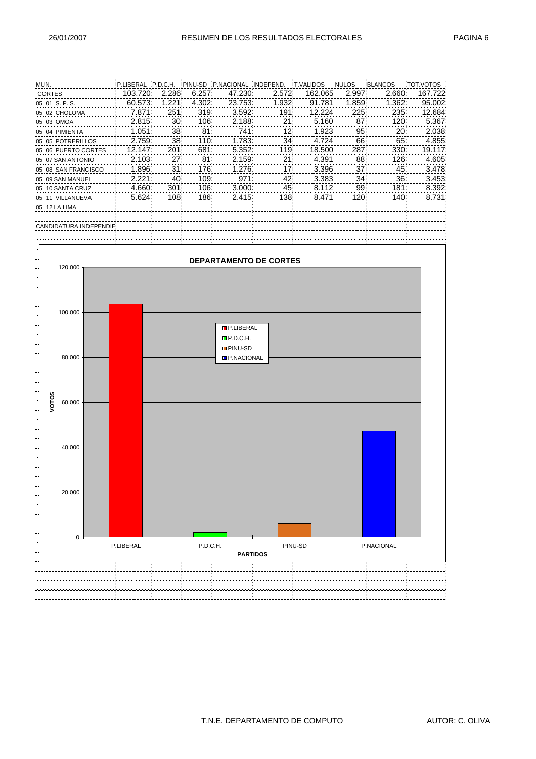# RESUMEN DE LOS RESULTADOS ELECTORALES

| MUN. | P.LIBERAL | P.D.C.H. | PINU-SD | P.NACIONAL | INDEPEND. | T.VALIDOS | NULOS | BLANCOS | TOT.VOTOS |
|---|---|---|---|---|---|---|---|---|---|
| CORTES | 103.720 | 2.286 | 6.257 | 47.230 | 2.572 | 162.065 | 2.997 | 2.660 | 167.722 |
| 05 01 S. P. S. | 60.573 | 1.221 | 4.302 | 23.753 | 1.932 | 91.781 | 1.859 | 1.362 | 95.002 |
| 05 02 CHOLOMA | 7.871 | 251 | 319 | 3.592 | 191 | 12.224 | 225 | 235 | 12.684 |
| 05 03 OMOA | 2.815 | 30 | 106 | 2.188 | 21 | 5.160 | 87 | 120 | 5.367 |
| 05 04 PIMIENTA | 1.051 | 38 | 81 | 741 | 12 | 1.923 | 95 | 20 | 2.038 |
| 05 05 POTRERILLOS | 2.759 | 38 | 110 | 1.783 | 34 | 4.724 | 66 | 65 | 4.855 |
| 05 06 PUERTO CORTES | 12.147 | 201 | 681 | 5.352 | 119 | 18.500 | 287 | 330 | 19.117 |
| 05 07 SAN ANTONIO | 2.103 | 27 | 81 | 2.159 | 21 | 4.391 | 88 | 126 | 4.605 |
| 05 08 SAN FRANCISCO | 1.896 | 31 | 176 | 1.276 | 17 | 3.396 | 37 | 45 | 3.478 |
| 05 09 SAN MANUEL | 2.221 | 40 | 109 | 971 | 42 | 3.383 | 34 | 36 | 3.453 |
| 05 10 SANTA CRUZ | 4.660 | 301 | 106 | 3.000 | 45 | 8.112 | 99 | 181 | 8.392 |
| 05 11 VILLANUEVA | 5.624 | 108 | 186 | 2.415 | 138 | 8.471 | 120 | 140 | 8.731 |
| 05 12 LA LIMA | | | | | | | | | |
| | | | | | | | | | |
| CANDIDATURA INDEPENDIE | | | | | | | | | |

## DEPARTAMENTO DE CORTES

| PARTIDOS | VOTOS |
|---|---|
| P.LIBERAL | 103.720 |
| P.D.C.H. | 2.286 |
| PINU-SD | 6.257 |
| P.NACIONAL | 47.230 |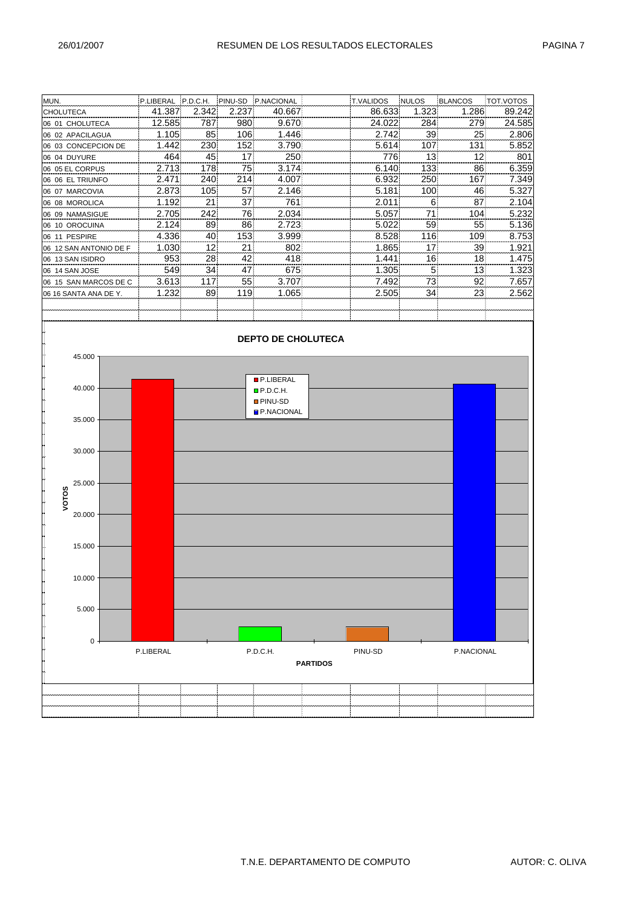# RESUMEN DE LOS RESULTADOS ELECTORALES

| MUN. | P.LIBERAL | P.D.C.H. | PINU-SD | P.NACIONAL | | T.VALIDOS | NULOS | BLANCOS | TOT.VOTOS |
|---|---|---|---|---|---|---|---|---|---|
| CHOLUTECA | 41.387 | 2.342 | 2.237 | 40.667 | | 86.633 | 1.323 | 1.286 | 89.242 |
| 06 01 CHOLUTECA | 12.585 | 787 | 980 | 9.670 | | 24.022 | 284 | 279 | 24.585 |
| 06 02 APACILAGUA | 1.105 | 85 | 106 | 1.446 | | 2.742 | 39 | 25 | 2.806 |
| 06 03 CONCEPCION DE | 1.442 | 230 | 152 | 3.790 | | 5.614 | 107 | 131 | 5.852 |
| 06 04 DUYURE | 464 | 45 | 17 | 250 | | 776 | 13 | 12 | 801 |
| 06 05 EL CORPUS | 2.713 | 178 | 75 | 3.174 | | 6.140 | 133 | 86 | 6.359 |
| 06 06 EL TRIUNFO | 2.471 | 240 | 214 | 4.007 | | 6.932 | 250 | 167 | 7.349 |
| 06 07 MARCOVIA | 2.873 | 105 | 57 | 2.146 | | 5.181 | 100 | 46 | 5.327 |
| 06 08 MOROLICA | 1.192 | 21 | 37 | 761 | | 2.011 | 6 | 87 | 2.104 |
| 06 09 NAMASIGUE | 2.705 | 242 | 76 | 2.034 | | 5.057 | 71 | 104 | 5.232 |
| 06 10 OROCUINA | 2.124 | 89 | 86 | 2.723 | | 5.022 | 59 | 55 | 5.136 |
| 06 11 PESPIRE | 4.336 | 40 | 153 | 3.999 | | 8.528 | 116 | 109 | 8.753 |
| 06 12 SAN ANTONIO DE F | 1.030 | 12 | 21 | 802 | | 1.865 | 17 | 39 | 1.921 |
| 06 13 SAN ISIDRO | 953 | 28 | 42 | 418 | | 1.441 | 16 | 18 | 1.475 |
| 06 14 SAN JOSE | 549 | 34 | 47 | 675 | | 1.305 | 5 | 13 | 1.323 |
| 06 15 SAN MARCOS DE C | 3.613 | 117 | 55 | 3.707 | | 7.492 | 73 | 92 | 7.657 |
| 06 16 SANTA ANA DE Y. | 1.232 | 89 | 119 | 1.065 | | 2.505 | 34 | 23 | 2.562 |

## DEPTO DE CHOLUTECA

| PARTIDOS | VOTOS |
|---|---|
| P.LIBERAL | 41.387 |
| P.D.C.H. | 2.342 |
| PINU-SD | 2.237 |
| P.NACIONAL | 40.667 |

T.N.E. DEPARTAMENTO DE COMPUTO — AUTOR: C. OLIVA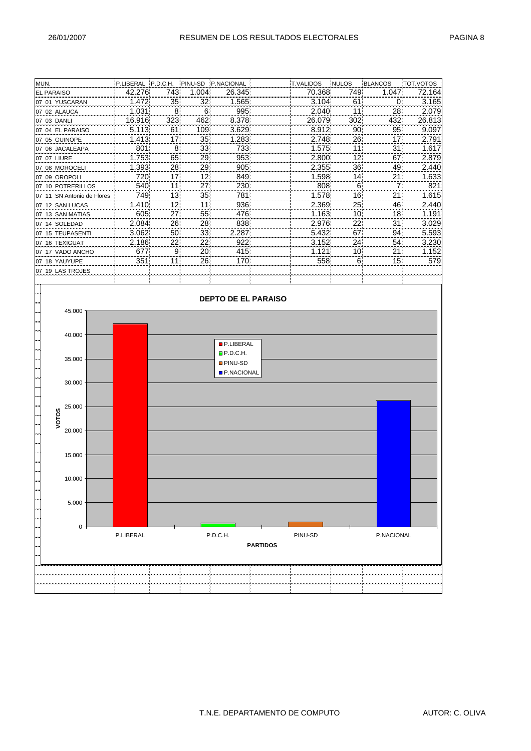# RESUMEN DE LOS RESULTADOS ELECTORALES

26/01/2007

| MUN. | P.LIBERAL | P.D.C.H. | PINU-SD | P.NACIONAL | | T.VALIDOS | NULOS | BLANCOS | TOT.VOTOS |
|---|---|---|---|---|---|---|---|---|---|
| EL PARAISO | 42.276 | 743 | 1.004 | 26.345 | | 70.368 | 749 | 1.047 | 72.164 |
| 07 01 YUSCARAN | 1.472 | 35 | 32 | 1.565 | | 3.104 | 61 | 0 | 3.165 |
| 07 02 ALAUCA | 1.031 | 8 | 6 | 995 | | 2.040 | 11 | 28 | 2.079 |
| 07 03 DANLI | 16.916 | 323 | 462 | 8.378 | | 26.079 | 302 | 432 | 26.813 |
| 07 04 EL PARAISO | 5.113 | 61 | 109 | 3.629 | | 8.912 | 90 | 95 | 9.097 |
| 07 05 GUINOPE | 1.413 | 17 | 35 | 1.283 | | 2.748 | 26 | 17 | 2.791 |
| 07 06 JACALEAPA | 801 | 8 | 33 | 733 | | 1.575 | 11 | 31 | 1.617 |
| 07 07 LIURE | 1.753 | 65 | 29 | 953 | | 2.800 | 12 | 67 | 2.879 |
| 07 08 MOROCELI | 1.393 | 28 | 29 | 905 | | 2.355 | 36 | 49 | 2.440 |
| 07 09 OROPOLI | 720 | 17 | 12 | 849 | | 1.598 | 14 | 21 | 1.633 |
| 07 10 POTRERILLOS | 540 | 11 | 27 | 230 | | 808 | 6 | 7 | 821 |
| 07 11 SN Antonio de Flores | 749 | 13 | 35 | 781 | | 1.578 | 16 | 21 | 1.615 |
| 07 12 SAN LUCAS | 1.410 | 12 | 11 | 936 | | 2.369 | 25 | 46 | 2.440 |
| 07 13 SAN MATIAS | 605 | 27 | 55 | 476 | | 1.163 | 10 | 18 | 1.191 |
| 07 14 SOLEDAD | 2.084 | 26 | 28 | 838 | | 2.976 | 22 | 31 | 3.029 |
| 07 15 TEUPASENTI | 3.062 | 50 | 33 | 2.287 | | 5.432 | 67 | 94 | 5.593 |
| 07 16 TEXIGUAT | 2.186 | 22 | 22 | 922 | | 3.152 | 24 | 54 | 3.230 |
| 07 17 VADO ANCHO | 677 | 9 | 20 | 415 | | 1.121 | 10 | 21 | 1.152 |
| 07 18 YAUYUPE | 351 | 11 | 26 | 170 | | 558 | 6 | 15 | 579 |
| 07 19 LAS TROJES | | | | | | | | | |

**DEPTO DE EL PARAISO**

T.N.E. DEPARTAMENTO DE COMPUTO — AUTOR: C. OLIVA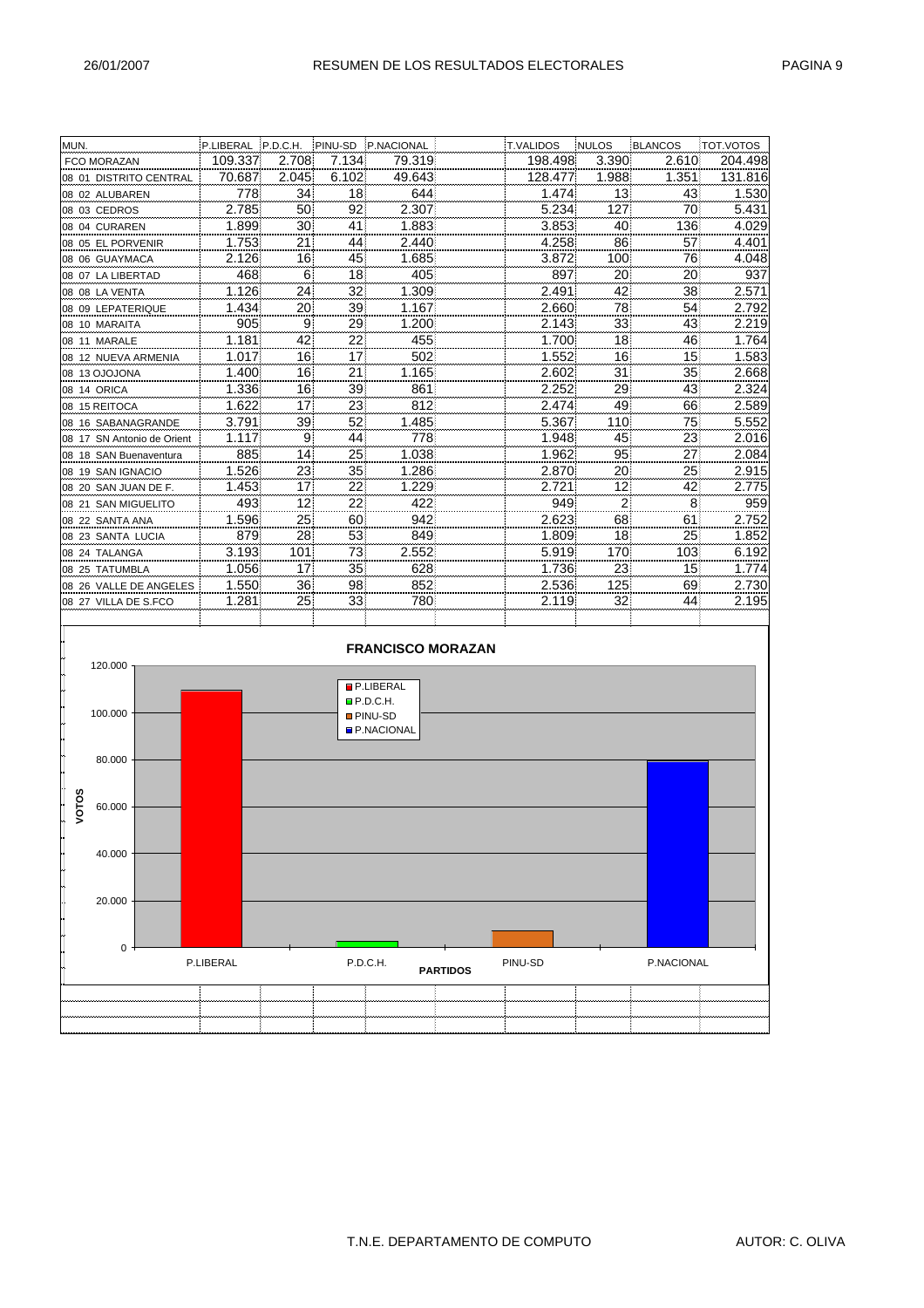# RESUMEN DE LOS RESULTADOS ELECTORALES

26/01/2007

| MUN. | P.LIBERAL | P.D.C.H. | PINU-SD | P.NACIONAL | | T.VALIDOS | NULOS | BLANCOS | TOT.VOTOS |
|---|---|---|---|---|---|---|---|---|---|
| FCO MORAZAN | 109.337 | 2.708 | 7.134 | 79.319 | | 198.498 | 3.390 | 2.610 | 204.498 |
| 08 01 DISTRITO CENTRAL | 70.687 | 2.045 | 6.102 | 49.643 | | 128.477 | 1.988 | 1.351 | 131.816 |
| 08 02 ALUBAREN | 778 | 34 | 18 | 644 | | 1.474 | 13 | 43 | 1.530 |
| 08 03 CEDROS | 2.785 | 50 | 92 | 2.307 | | 5.234 | 127 | 70 | 5.431 |
| 08 04 CURAREN | 1.899 | 30 | 41 | 1.883 | | 3.853 | 40 | 136 | 4.029 |
| 08 05 EL PORVENIR | 1.753 | 21 | 44 | 2.440 | | 4.258 | 86 | 57 | 4.401 |
| 08 06 GUAYMACA | 2.126 | 16 | 45 | 1.685 | | 3.872 | 100 | 76 | 4.048 |
| 08 07 LA LIBERTAD | 468 | 6 | 18 | 405 | | 897 | 20 | 20 | 937 |
| 08 08 LA VENTA | 1.126 | 24 | 32 | 1.309 | | 2.491 | 42 | 38 | 2.571 |
| 08 09 LEPATERIQUE | 1.434 | 20 | 39 | 1.167 | | 2.660 | 78 | 54 | 2.792 |
| 08 10 MARAITA | 905 | 9 | 29 | 1.200 | | 2.143 | 33 | 43 | 2.219 |
| 08 11 MARALE | 1.181 | 42 | 22 | 455 | | 1.700 | 18 | 46 | 1.764 |
| 08 12 NUEVA ARMENIA | 1.017 | 16 | 17 | 502 | | 1.552 | 16 | 15 | 1.583 |
| 08 13 OJOJONA | 1.400 | 16 | 21 | 1.165 | | 2.602 | 31 | 35 | 2.668 |
| 08 14 ORICA | 1.336 | 16 | 39 | 861 | | 2.252 | 29 | 43 | 2.324 |
| 08 15 REITOCA | 1.622 | 17 | 23 | 812 | | 2.474 | 49 | 66 | 2.589 |
| 08 16 SABANAGRANDE | 3.791 | 39 | 52 | 1.485 | | 5.367 | 110 | 75 | 5.552 |
| 08 17 SN Antonio de Orient | 1.117 | 9 | 44 | 778 | | 1.948 | 45 | 23 | 2.016 |
| 08 18 SAN Buenaventura | 885 | 14 | 25 | 1.038 | | 1.962 | 95 | 27 | 2.084 |
| 08 19 SAN IGNACIO | 1.526 | 23 | 35 | 1.286 | | 2.870 | 20 | 25 | 2.915 |
| 08 20 SAN JUAN DE F. | 1.453 | 17 | 22 | 1.229 | | 2.721 | 12 | 42 | 2.775 |
| 08 21 SAN MIGUELITO | 493 | 12 | 22 | 422 | | 949 | 2 | 8 | 959 |
| 08 22 SANTA ANA | 1.596 | 25 | 60 | 942 | | 2.623 | 68 | 61 | 2.752 |
| 08 23 SANTA LUCIA | 879 | 28 | 53 | 849 | | 1.809 | 18 | 25 | 1.852 |
| 08 24 TALANGA | 3.193 | 101 | 73 | 2.552 | | 5.919 | 170 | 103 | 6.192 |
| 08 25 TATUMBLA | 1.056 | 17 | 35 | 628 | | 1.736 | 23 | 15 | 1.774 |
| 08 26 VALLE DE ANGELES | 1.550 | 36 | 98 | 852 | | 2.536 | 125 | 69 | 2.730 |
| 08 27 VILLA DE S.FCO | 1.281 | 25 | 33 | 780 | | 2.119 | 32 | 44 | 2.195 |

**FRANCISCO MORAZAN**

VOTOS: 120.000, 100.000, 80.000, 60.000, 40.000, 20.000, 0

PARTIDOS: P.LIBERAL, P.D.C.H., PINU-SD, P.NACIONAL

T.N.E. DEPARTAMENTO DE COMPUTO — AUTOR: C. OLIVA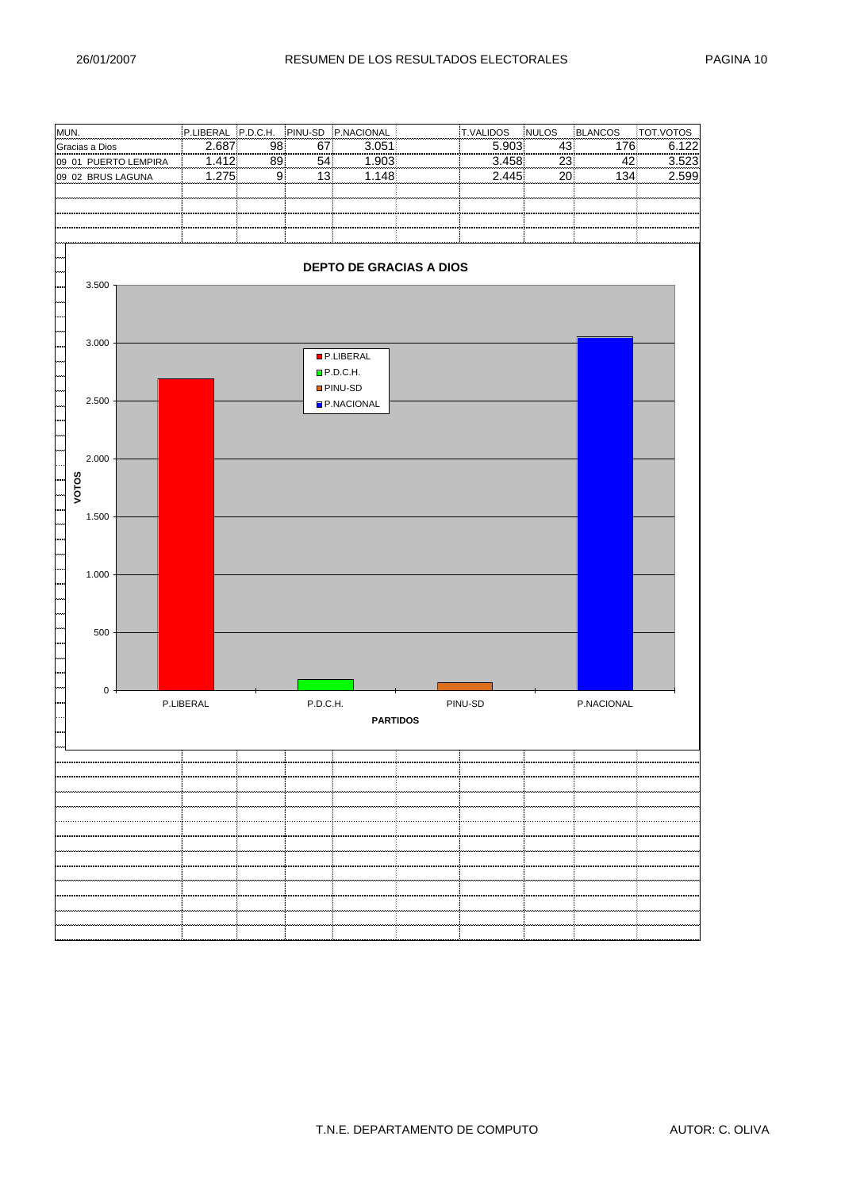# RESUMEN DE LOS RESULTADOS ELECTORALES

26/01/2007

| MUN. | P.LIBERAL | P.D.C.H. | PINU-SD | P.NACIONAL | | T.VALIDOS | NULOS | BLANCOS | TOT.VOTOS |
|---|---|---|---|---|---|---|---|---|---|
| Gracias a Dios | 2.687 | 98 | 67 | 3.051 | | 5.903 | 43 | 176 | 6.122 |
| 09 01 PUERTO LEMPIRA | 1.412 | 89 | 54 | 1.903 | | 3.458 | 23 | 42 | 3.523 |
| 09 02 BRUS LAGUNA | 1.275 | 9 | 13 | 1.148 | | 2.445 | 20 | 134 | 2.599 |

**DEPTO DE GRACIAS A DIOS**

VOTOS: 3.500, 3.000, 2.500, 2.000, 1.500, 1.000, 500, 0

Leyenda: P.LIBERAL, P.D.C.H., PINU-SD, P.NACIONAL

P.LIBERAL | P.D.C.H. | PINU-SD | P.NACIONAL

**PARTIDOS**

T.N.E. DEPARTAMENTO DE COMPUTO — AUTOR: C. OLIVA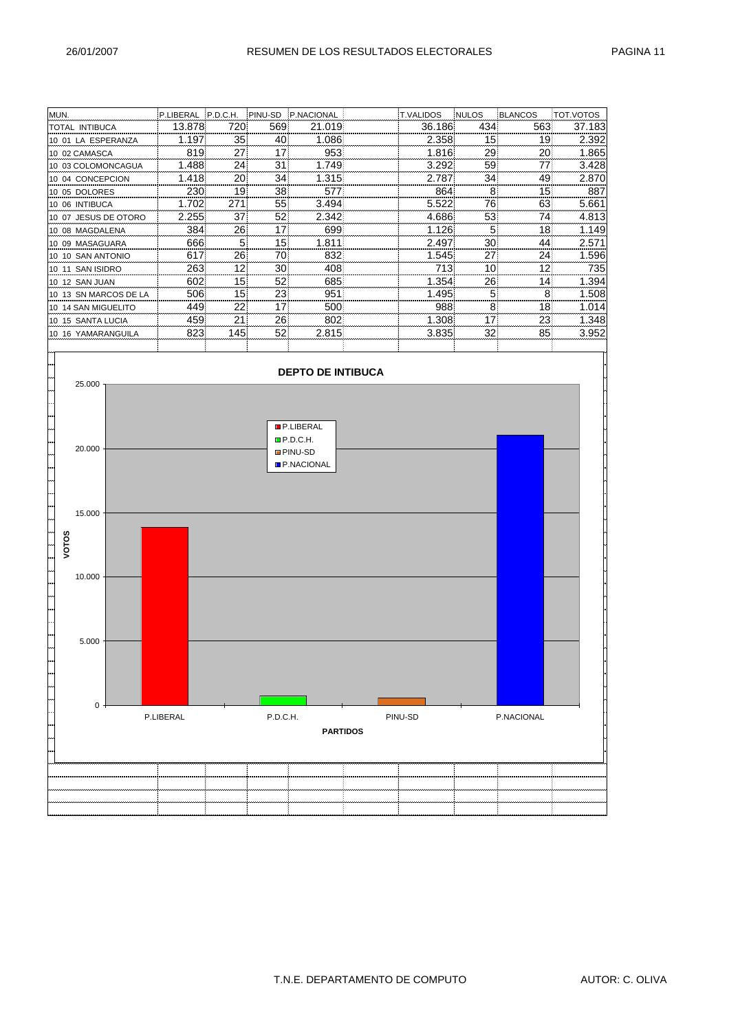# RESUMEN DE LOS RESULTADOS ELECTORALES

26/01/2007

| MUN. | P.LIBERAL | P.D.C.H. | PINU-SD | P.NACIONAL | T.VALIDOS | NULOS | BLANCOS | TOT.VOTOS |
|---|---|---|---|---|---|---|---|---|
| TOTAL INTIBUCA | 13.878 | 720 | 569 | 21.019 | 36.186 | 434 | 563 | 37.183 |
| 10 01 LA ESPERANZA | 1.197 | 35 | 40 | 1.086 | 2.358 | 15 | 19 | 2.392 |
| 10 02 CAMASCA | 819 | 27 | 17 | 953 | 1.816 | 29 | 20 | 1.865 |
| 10 03 COLOMONCAGUA | 1.488 | 24 | 31 | 1.749 | 3.292 | 59 | 77 | 3.428 |
| 10 04 CONCEPCION | 1.418 | 20 | 34 | 1.315 | 2.787 | 34 | 49 | 2.870 |
| 10 05 DOLORES | 230 | 19 | 38 | 577 | 864 | 8 | 15 | 887 |
| 10 06 INTIBUCA | 1.702 | 271 | 55 | 3.494 | 5.522 | 76 | 63 | 5.661 |
| 10 07 JESUS DE OTORO | 2.255 | 37 | 52 | 2.342 | 4.686 | 53 | 74 | 4.813 |
| 10 08 MAGDALENA | 384 | 26 | 17 | 699 | 1.126 | 5 | 18 | 1.149 |
| 10 09 MASAGUARA | 666 | 5 | 15 | 1.811 | 2.497 | 30 | 44 | 2.571 |
| 10 10 SAN ANTONIO | 617 | 26 | 70 | 832 | 1.545 | 27 | 24 | 1.596 |
| 10 11 SAN ISIDRO | 263 | 12 | 30 | 408 | 713 | 10 | 12 | 735 |
| 10 12 SAN JUAN | 602 | 15 | 52 | 685 | 1.354 | 26 | 14 | 1.394 |
| 10 13 SN MARCOS DE LA | 506 | 15 | 23 | 951 | 1.495 | 5 | 8 | 1.508 |
| 10 14 SAN MIGUELITO | 449 | 22 | 17 | 500 | 988 | 8 | 18 | 1.014 |
| 10 15 SANTA LUCIA | 459 | 21 | 26 | 802 | 1.308 | 17 | 23 | 1.348 |
| 10 16 YAMARANGUILA | 823 | 145 | 52 | 2.815 | 3.835 | 32 | 85 | 3.952 |

**DEPTO DE INTIBUCA**

T.N.E. DEPARTAMENTO DE COMPUTO — AUTOR: C. OLIVA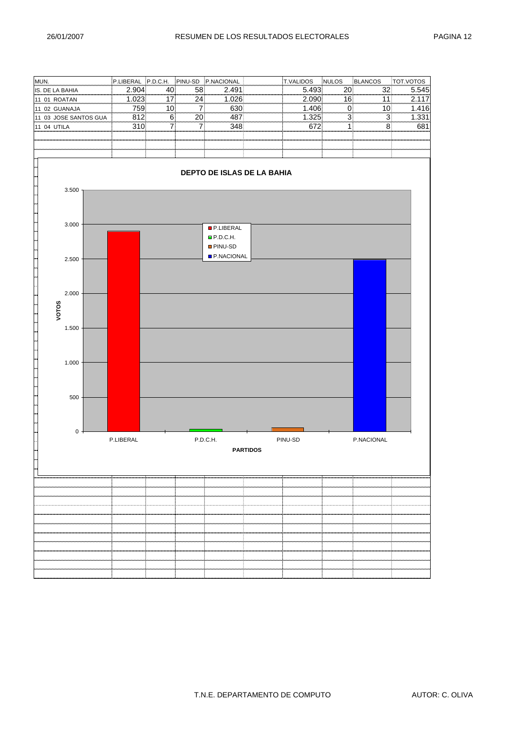| MUN. | P.LIBERAL | P.D.C.H. | PINU-SD | P.NACIONAL | | T.VALIDOS | NULOS | BLANCOS | TOT.VOTOS |
|---|---|---|---|---|---|---|---|---|---|
| IS. DE LA BAHIA | 2.904 | 40 | 58 | 2.491 | | 5.493 | 20 | 32 | 5.545 |
| 11 01 ROATAN | 1.023 | 17 | 24 | 1.026 | | 2.090 | 16 | 11 | 2.117 |
| 11 02 GUANAJA | 759 | 10 | 7 | 630 | | 1.406 | 0 | 10 | 1.416 |
| 11 03 JOSE SANTOS GUA | 812 | 6 | 20 | 487 | | 1.325 | 3 | 3 | 1.331 |
| 11 04 UTILA | 310 | 7 | 7 | 348 | | 672 | 1 | 8 | 681 |

**DEPTO DE ISLAS DE LA BAHIA**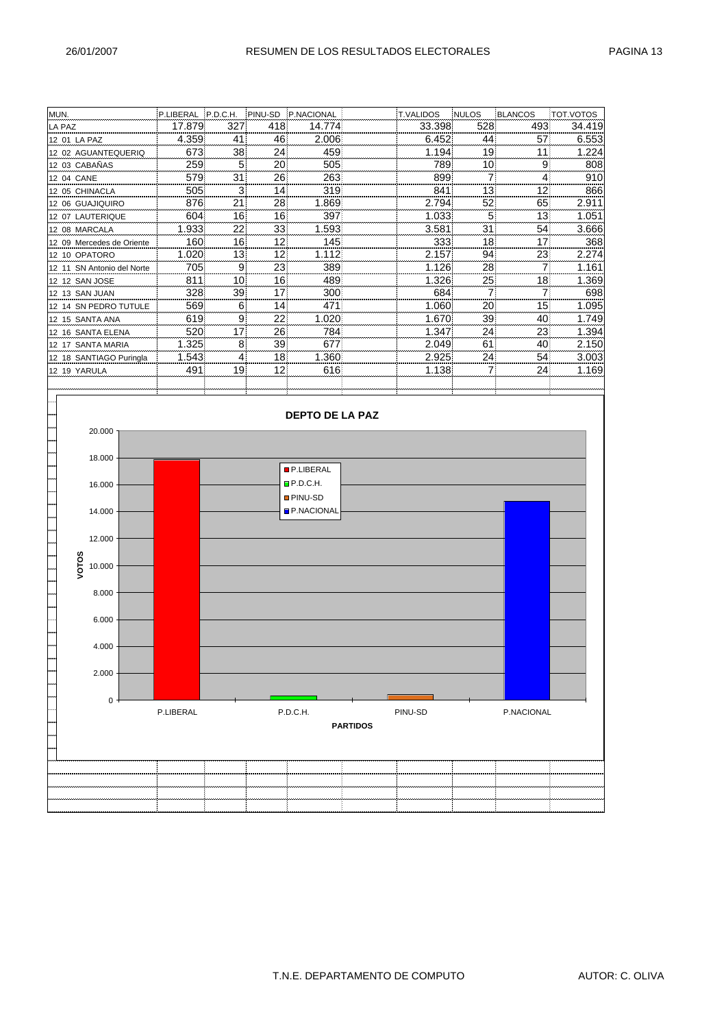# RESUMEN DE LOS RESULTADOS ELECTORALES

26/01/2007

| MUN. | P.LIBERAL | P.D.C.H. | PINU-SD | P.NACIONAL | | T.VALIDOS | NULOS | BLANCOS | TOT.VOTOS |
|---|---|---|---|---|---|---|---|---|---|
| LA PAZ | 17.879 | 327 | 418 | 14.774 | | 33.398 | 528 | 493 | 34.419 |
| 12 01 LA PAZ | 4.359 | 41 | 46 | 2.006 | | 6.452 | 44 | 57 | 6.553 |
| 12 02 AGUANTEQUERIQ | 673 | 38 | 24 | 459 | | 1.194 | 19 | 11 | 1.224 |
| 12 03 CABAÑAS | 259 | 5 | 20 | 505 | | 789 | 10 | 9 | 808 |
| 12 04 CANE | 579 | 31 | 26 | 263 | | 899 | 7 | 4 | 910 |
| 12 05 CHINACLA | 505 | 3 | 14 | 319 | | 841 | 13 | 12 | 866 |
| 12 06 GUAJIQUIRO | 876 | 21 | 28 | 1.869 | | 2.794 | 52 | 65 | 2.911 |
| 12 07 LAUTERIQUE | 604 | 16 | 16 | 397 | | 1.033 | 5 | 13 | 1.051 |
| 12 08 MARCALA | 1.933 | 22 | 33 | 1.593 | | 3.581 | 31 | 54 | 3.666 |
| 12 09 Mercedes de Oriente | 160 | 16 | 12 | 145 | | 333 | 18 | 17 | 368 |
| 12 10 OPATORO | 1.020 | 13 | 12 | 1.112 | | 2.157 | 94 | 23 | 2.274 |
| 12 11 SN Antonio del Norte | 705 | 9 | 23 | 389 | | 1.126 | 28 | 7 | 1.161 |
| 12 12 SAN JOSE | 811 | 10 | 16 | 489 | | 1.326 | 25 | 18 | 1.369 |
| 12 13 SAN JUAN | 328 | 39 | 17 | 300 | | 684 | 7 | 7 | 698 |
| 12 14 SN PEDRO TUTULE | 569 | 6 | 14 | 471 | | 1.060 | 20 | 15 | 1.095 |
| 12 15 SANTA ANA | 619 | 9 | 22 | 1.020 | | 1.670 | 39 | 40 | 1.749 |
| 12 16 SANTA ELENA | 520 | 17 | 26 | 784 | | 1.347 | 24 | 23 | 1.394 |
| 12 17 SANTA MARIA | 1.325 | 8 | 39 | 677 | | 2.049 | 61 | 40 | 2.150 |
| 12 18 SANTIAGO Puringla | 1.543 | 4 | 18 | 1.360 | | 2.925 | 24 | 54 | 3.003 |
| 12 19 YARULA | 491 | 19 | 12 | 616 | | 1.138 | 7 | 24 | 1.169 |

**DEPTO DE LA PAZ**

| PARTIDOS | VOTOS |
|---|---|
| P.LIBERAL | 17.879 |
| P.D.C.H. | 327 |
| PINU-SD | 418 |
| P.NACIONAL | 14.774 |

T.N.E. DEPARTAMENTO DE COMPUTO — AUTOR: C. OLIVA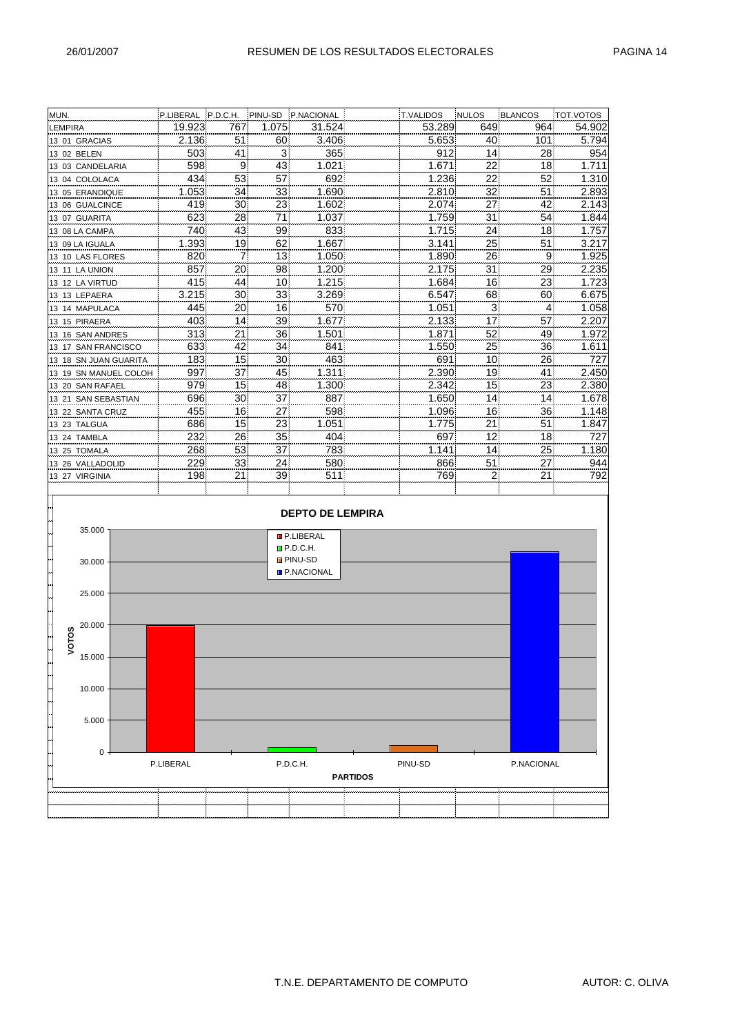# RESUMEN DE LOS RESULTADOS ELECTORALES

| MUN. | P.LIBERAL | P.D.C.H. | PINU-SD | P.NACIONAL | | T.VALIDOS | NULOS | BLANCOS | TOT.VOTOS |
|---|---|---|---|---|---|---|---|---|---|
| LEMPIRA | 19.923 | 767 | 1.075 | 31.524 | | 53.289 | 649 | 964 | 54.902 |
| 13 01 GRACIAS | 2.136 | 51 | 60 | 3.406 | | 5.653 | 40 | 101 | 5.794 |
| 13 02 BELEN | 503 | 41 | 3 | 365 | | 912 | 14 | 28 | 954 |
| 13 03 CANDELARIA | 598 | 9 | 43 | 1.021 | | 1.671 | 22 | 18 | 1.711 |
| 13 04 COLOLACA | 434 | 53 | 57 | 692 | | 1.236 | 22 | 52 | 1.310 |
| 13 05 ERANDIQUE | 1.053 | 34 | 33 | 1.690 | | 2.810 | 32 | 51 | 2.893 |
| 13 06 GUALCINCE | 419 | 30 | 23 | 1.602 | | 2.074 | 27 | 42 | 2.143 |
| 13 07 GUARITA | 623 | 28 | 71 | 1.037 | | 1.759 | 31 | 54 | 1.844 |
| 13 08 LA CAMPA | 740 | 43 | 99 | 833 | | 1.715 | 24 | 18 | 1.757 |
| 13 09 LA IGUALA | 1.393 | 19 | 62 | 1.667 | | 3.141 | 25 | 51 | 3.217 |
| 13 10 LAS FLORES | 820 | 7 | 13 | 1.050 | | 1.890 | 26 | 9 | 1.925 |
| 13 11 LA UNION | 857 | 20 | 98 | 1.200 | | 2.175 | 31 | 29 | 2.235 |
| 13 12 LA VIRTUD | 415 | 44 | 10 | 1.215 | | 1.684 | 16 | 23 | 1.723 |
| 13 13 LEPAERA | 3.215 | 30 | 33 | 3.269 | | 6.547 | 68 | 60 | 6.675 |
| 13 14 MAPULACA | 445 | 20 | 16 | 570 | | 1.051 | 3 | 4 | 1.058 |
| 13 15 PIRAERA | 403 | 14 | 39 | 1.677 | | 2.133 | 17 | 57 | 2.207 |
| 13 16 SAN ANDRES | 313 | 21 | 36 | 1.501 | | 1.871 | 52 | 49 | 1.972 |
| 13 17 SAN FRANCISCO | 633 | 42 | 34 | 841 | | 1.550 | 25 | 36 | 1.611 |
| 13 18 SN JUAN GUARITA | 183 | 15 | 30 | 463 | | 691 | 10 | 26 | 727 |
| 13 19 SN MANUEL COLOH | 997 | 37 | 45 | 1.311 | | 2.390 | 19 | 41 | 2.450 |
| 13 20 SAN RAFAEL | 979 | 15 | 48 | 1.300 | | 2.342 | 15 | 23 | 2.380 |
| 13 21 SAN SEBASTIAN | 696 | 30 | 37 | 887 | | 1.650 | 14 | 14 | 1.678 |
| 13 22 SANTA CRUZ | 455 | 16 | 27 | 598 | | 1.096 | 16 | 36 | 1.148 |
| 13 23 TALGUA | 686 | 15 | 23 | 1.051 | | 1.775 | 21 | 51 | 1.847 |
| 13 24 TAMBLA | 232 | 26 | 35 | 404 | | 697 | 12 | 18 | 727 |
| 13 25 TOMALA | 268 | 53 | 37 | 783 | | 1.141 | 14 | 25 | 1.180 |
| 13 26 VALLADOLID | 229 | 33 | 24 | 580 | | 866 | 51 | 27 | 944 |
| 13 27 VIRGINIA | 198 | 21 | 39 | 511 | | 769 | 2 | 21 | 792 |

**DEPTO DE LEMPIRA**

| PARTIDOS | VOTOS |
|---|---|
| P.LIBERAL | 19.923 |
| P.D.C.H. | 767 |
| PINU-SD | 1.075 |
| P.NACIONAL | 31.524 |

T.N.E. DEPARTAMENTO DE COMPUTO — AUTOR: C. OLIVA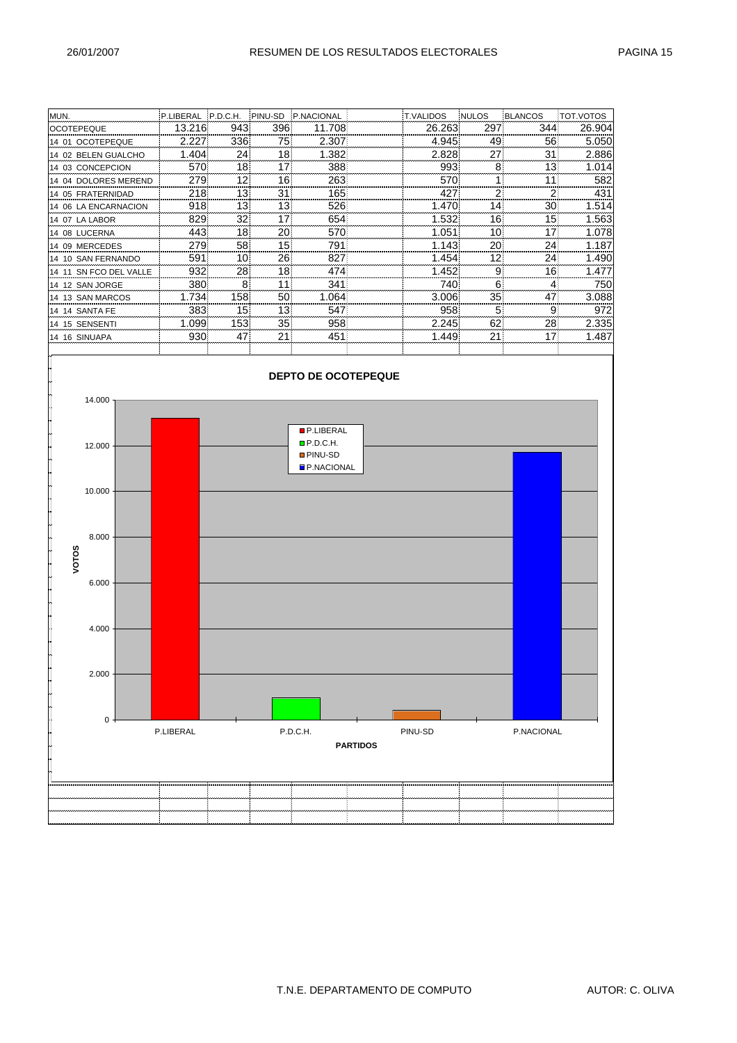# RESUMEN DE LOS RESULTADOS ELECTORALES

| MUN. | P.LIBERAL | P.D.C.H. | PINU-SD | P.NACIONAL | | T.VALIDOS | NULOS | BLANCOS | TOT.VOTOS |
|---|---|---|---|---|---|---|---|---|---|
| OCOTEPEQUE | 13.216 | 943 | 396 | 11.708 | | 26.263 | 297 | 344 | 26.904 |
| 14 01 OCOTEPEQUE | 2.227 | 336 | 75 | 2.307 | | 4.945 | 49 | 56 | 5.050 |
| 14 02 BELEN GUALCHO | 1.404 | 24 | 18 | 1.382 | | 2.828 | 27 | 31 | 2.886 |
| 14 03 CONCEPCION | 570 | 18 | 17 | 388 | | 993 | 8 | 13 | 1.014 |
| 14 04 DOLORES MEREND | 279 | 12 | 16 | 263 | | 570 | 1 | 11 | 582 |
| 14 05 FRATERNIDAD | 218 | 13 | 31 | 165 | | 427 | 2 | 2 | 431 |
| 14 06 LA ENCARNACION | 918 | 13 | 13 | 526 | | 1.470 | 14 | 30 | 1.514 |
| 14 07 LA LABOR | 829 | 32 | 17 | 654 | | 1.532 | 16 | 15 | 1.563 |
| 14 08 LUCERNA | 443 | 18 | 20 | 570 | | 1.051 | 10 | 17 | 1.078 |
| 14 09 MERCEDES | 279 | 58 | 15 | 791 | | 1.143 | 20 | 24 | 1.187 |
| 14 10 SAN FERNANDO | 591 | 10 | 26 | 827 | | 1.454 | 12 | 24 | 1.490 |
| 14 11 SN FCO DEL VALLE | 932 | 28 | 18 | 474 | | 1.452 | 9 | 16 | 1.477 |
| 14 12 SAN JORGE | 380 | 8 | 11 | 341 | | 740 | 6 | 4 | 750 |
| 14 13 SAN MARCOS | 1.734 | 158 | 50 | 1.064 | | 3.006 | 35 | 47 | 3.088 |
| 14 14 SANTA FE | 383 | 15 | 13 | 547 | | 958 | 5 | 9 | 972 |
| 14 15 SENSENTI | 1.099 | 153 | 35 | 958 | | 2.245 | 62 | 28 | 2.335 |
| 14 16 SINUAPA | 930 | 47 | 21 | 451 | | 1.449 | 21 | 17 | 1.487 |

**DEPTO DE OCOTEPEQUE**

VOTOS: 0 – 14.000

PARTIDOS: P.LIBERAL, P.D.C.H., PINU-SD, P.NACIONAL

T.N.E. DEPARTAMENTO DE COMPUTO — AUTOR: C. OLIVA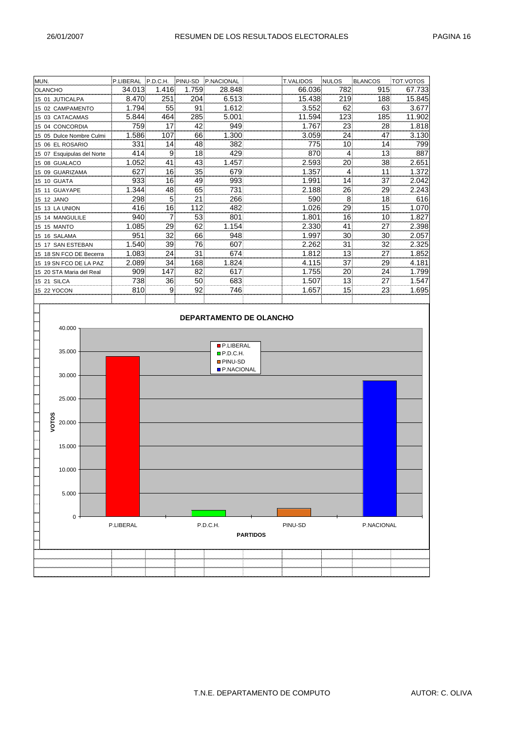# RESUMEN DE LOS RESULTADOS ELECTORALES

26/01/2007

| MUN. | P.LIBERAL | P.D.C.H. | PINU-SD | P.NACIONAL | | T.VALIDOS | NULOS | BLANCOS | TOT.VOTOS |
|---|---|---|---|---|---|---|---|---|---|
| OLANCHO | 34.013 | 1.416 | 1.759 | 28.848 | | 66.036 | 782 | 915 | 67.733 |
| 15 01 JUTICALPA | 8.470 | 251 | 204 | 6.513 | | 15.438 | 219 | 188 | 15.845 |
| 15 02 CAMPAMENTO | 1.794 | 55 | 91 | 1.612 | | 3.552 | 62 | 63 | 3.677 |
| 15 03 CATACAMAS | 5.844 | 464 | 285 | 5.001 | | 11.594 | 123 | 185 | 11.902 |
| 15 04 CONCORDIA | 759 | 17 | 42 | 949 | | 1.767 | 23 | 28 | 1.818 |
| 15 05 Dulce Nombre Culmi | 1.586 | 107 | 66 | 1.300 | | 3.059 | 24 | 47 | 3.130 |
| 15 06 EL ROSARIO | 331 | 14 | 48 | 382 | | 775 | 10 | 14 | 799 |
| 15 07 Esquipulas del Norte | 414 | 9 | 18 | 429 | | 870 | 4 | 13 | 887 |
| 15 08 GUALACO | 1.052 | 41 | 43 | 1.457 | | 2.593 | 20 | 38 | 2.651 |
| 15 09 GUARIZAMA | 627 | 16 | 35 | 679 | | 1.357 | 4 | 11 | 1.372 |
| 15 10 GUATA | 933 | 16 | 49 | 993 | | 1.991 | 14 | 37 | 2.042 |
| 15 11 GUAYAPE | 1.344 | 48 | 65 | 731 | | 2.188 | 26 | 29 | 2.243 |
| 15 12 JANO | 298 | 5 | 21 | 266 | | 590 | 8 | 18 | 616 |
| 15 13 LA UNION | 416 | 16 | 112 | 482 | | 1.026 | 29 | 15 | 1.070 |
| 15 14 MANGULILE | 940 | 7 | 53 | 801 | | 1.801 | 16 | 10 | 1.827 |
| 15 15 MANTO | 1.085 | 29 | 62 | 1.154 | | 2.330 | 41 | 27 | 2.398 |
| 15 16 SALAMA | 951 | 32 | 66 | 948 | | 1.997 | 30 | 30 | 2.057 |
| 15 17 SAN ESTEBAN | 1.540 | 39 | 76 | 607 | | 2.262 | 31 | 32 | 2.325 |
| 15 18 SN FCO DE Becerra | 1.083 | 24 | 31 | 674 | | 1.812 | 13 | 27 | 1.852 |
| 15 19 SN FCO DE LA PAZ | 2.089 | 34 | 168 | 1.824 | | 4.115 | 37 | 29 | 4.181 |
| 15 20 STA Maria del Real | 909 | 147 | 82 | 617 | | 1.755 | 20 | 24 | 1.799 |
| 15 21 SILCA | 738 | 36 | 50 | 683 | | 1.507 | 13 | 27 | 1.547 |
| 15 22 YOCON | 810 | 9 | 92 | 746 | | 1.657 | 15 | 23 | 1.695 |

## DEPARTAMENTO DE OLANCHO

T.N.E. DEPARTAMENTO DE COMPUTO

AUTOR: C. OLIVA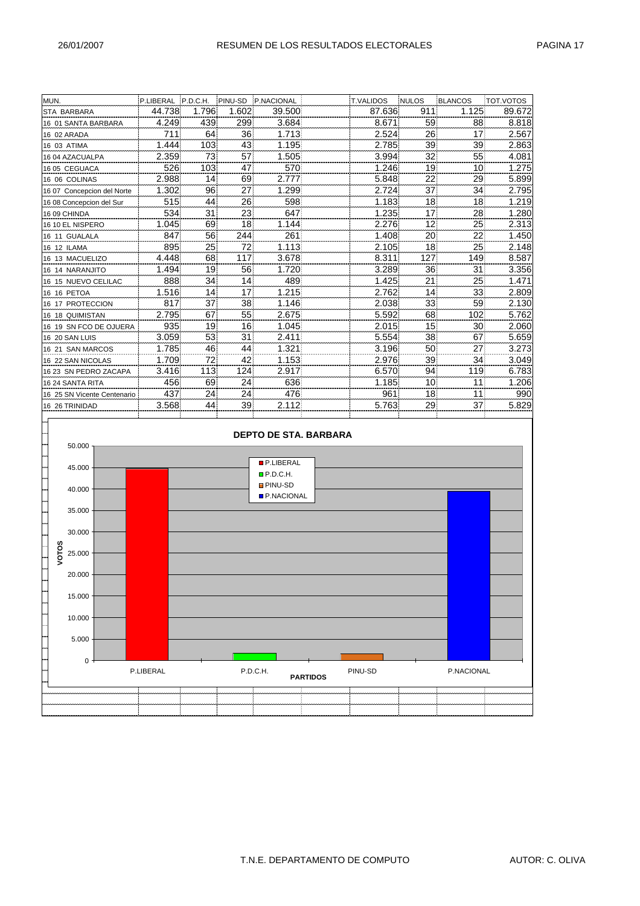# RESUMEN DE LOS RESULTADOS ELECTORALES

26/01/2007

| MUN. | P.LIBERAL | P.D.C.H. | PINU-SD | P.NACIONAL | | T.VALIDOS | NULOS | BLANCOS | TOT.VOTOS |
|---|---|---|---|---|---|---|---|---|---|
| STA BARBARA | 44.738 | 1.796 | 1.602 | 39.500 | | 87.636 | 911 | 1.125 | 89.672 |
| 16 01 SANTA BARBARA | 4.249 | 439 | 299 | 3.684 | | 8.671 | 59 | 88 | 8.818 |
| 16 02 ARADA | 711 | 64 | 36 | 1.713 | | 2.524 | 26 | 17 | 2.567 |
| 16 03 ATIMA | 1.444 | 103 | 43 | 1.195 | | 2.785 | 39 | 39 | 2.863 |
| 16 04 AZACUALPA | 2.359 | 73 | 57 | 1.505 | | 3.994 | 32 | 55 | 4.081 |
| 16 05 CEGUACA | 526 | 103 | 47 | 570 | | 1.246 | 19 | 10 | 1.275 |
| 16 06 COLINAS | 2.988 | 14 | 69 | 2.777 | | 5.848 | 22 | 29 | 5.899 |
| 16 07 Concepcion del Norte | 1.302 | 96 | 27 | 1.299 | | 2.724 | 37 | 34 | 2.795 |
| 16 08 Concepcion del Sur | 515 | 44 | 26 | 598 | | 1.183 | 18 | 18 | 1.219 |
| 16 09 CHINDA | 534 | 31 | 23 | 647 | | 1.235 | 17 | 28 | 1.280 |
| 16 10 EL NISPERO | 1.045 | 69 | 18 | 1.144 | | 2.276 | 12 | 25 | 2.313 |
| 16 11 GUALALA | 847 | 56 | 244 | 261 | | 1.408 | 20 | 22 | 1.450 |
| 16 12 ILAMA | 895 | 25 | 72 | 1.113 | | 2.105 | 18 | 25 | 2.148 |
| 16 13 MACUELIZO | 4.448 | 68 | 117 | 3.678 | | 8.311 | 127 | 149 | 8.587 |
| 16 14 NARANJITO | 1.494 | 19 | 56 | 1.720 | | 3.289 | 36 | 31 | 3.356 |
| 16 15 NUEVO CELILAC | 888 | 34 | 14 | 489 | | 1.425 | 21 | 25 | 1.471 |
| 16 16 PETOA | 1.516 | 14 | 17 | 1.215 | | 2.762 | 14 | 33 | 2.809 |
| 16 17 PROTECCION | 817 | 37 | 38 | 1.146 | | 2.038 | 33 | 59 | 2.130 |
| 16 18 QUIMISTAN | 2.795 | 67 | 55 | 2.675 | | 5.592 | 68 | 102 | 5.762 |
| 16 19 SN FCO DE OJUERA | 935 | 19 | 16 | 1.045 | | 2.015 | 15 | 30 | 2.060 |
| 16 20 SAN LUIS | 3.059 | 53 | 31 | 2.411 | | 5.554 | 38 | 67 | 5.659 |
| 16 21 SAN MARCOS | 1.785 | 46 | 44 | 1.321 | | 3.196 | 50 | 27 | 3.273 |
| 16 22 SAN NICOLAS | 1.709 | 72 | 42 | 1.153 | | 2.976 | 39 | 34 | 3.049 |
| 16 23 SN PEDRO ZACAPA | 3.416 | 113 | 124 | 2.917 | | 6.570 | 94 | 119 | 6.783 |
| 16 24 SANTA RITA | 456 | 69 | 24 | 636 | | 1.185 | 10 | 11 | 1.206 |
| 16 25 SN Vicente Centenario | 437 | 24 | 24 | 476 | | 961 | 18 | 11 | 990 |
| 16 26 TRINIDAD | 3.568 | 44 | 39 | 2.112 | | 5.763 | 29 | 37 | 5.829 |

## DEPTO DE STA. BARBARA

(Gráfico de barras: VOTOS por PARTIDOS — P.LIBERAL, P.D.C.H., PINU-SD, P.NACIONAL)

T.N.E. DEPARTAMENTO DE COMPUTO — AUTOR: C. OLIVA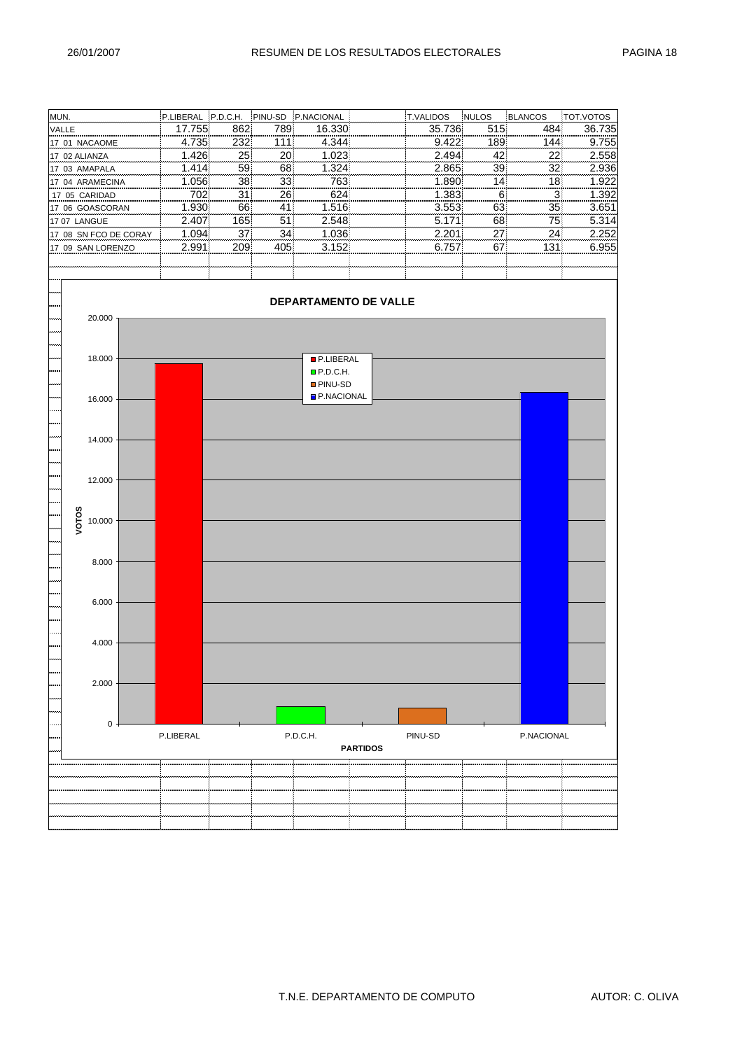# RESUMEN DE LOS RESULTADOS ELECTORALES

26/01/2007

| MUN. | P.LIBERAL | P.D.C.H. | PINU-SD | P.NACIONAL | | T.VALIDOS | NULOS | BLANCOS | TOT.VOTOS |
|---|---|---|---|---|---|---|---|---|---|
| VALLE | 17.755 | 862 | 789 | 16.330 | | 35.736 | 515 | 484 | 36.735 |
| 17 01 NACAOME | 4.735 | 232 | 111 | 4.344 | | 9.422 | 189 | 144 | 9.755 |
| 17 02 ALIANZA | 1.426 | 25 | 20 | 1.023 | | 2.494 | 42 | 22 | 2.558 |
| 17 03 AMAPALA | 1.414 | 59 | 68 | 1.324 | | 2.865 | 39 | 32 | 2.936 |
| 17 04 ARAMECINA | 1.056 | 38 | 33 | 763 | | 1.890 | 14 | 18 | 1.922 |
| 17 05 CARIDAD | 702 | 31 | 26 | 624 | | 1.383 | 6 | 3 | 1.392 |
| 17 06 GOASCORAN | 1.930 | 66 | 41 | 1.516 | | 3.553 | 63 | 35 | 3.651 |
| 17 07 LANGUE | 2.407 | 165 | 51 | 2.548 | | 5.171 | 68 | 75 | 5.314 |
| 17 08 SN FCO DE CORAY | 1.094 | 37 | 34 | 1.036 | | 2.201 | 27 | 24 | 2.252 |
| 17 09 SAN LORENZO | 2.991 | 209 | 405 | 3.152 | | 6.757 | 67 | 131 | 6.955 |

## DEPARTAMENTO DE VALLE

VOTOS / PARTIDOS: P.LIBERAL, P.D.C.H., PINU-SD, P.NACIONAL

T.N.E. DEPARTAMENTO DE COMPUTO — AUTOR: C. OLIVA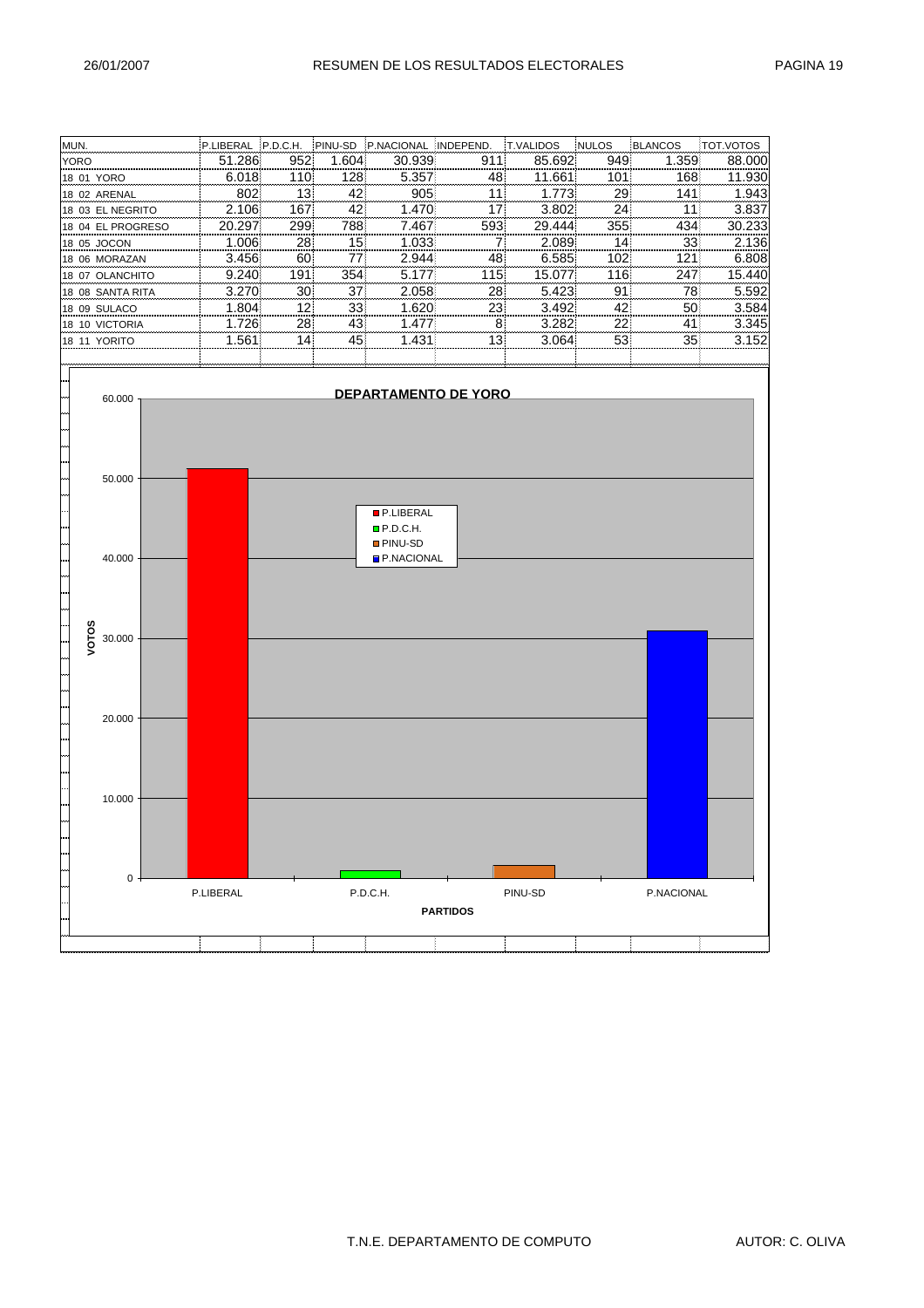# RESUMEN DE LOS RESULTADOS ELECTORALES

26/01/2007

| MUN. | P.LIBERAL | P.D.C.H. | PINU-SD | P.NACIONAL | INDEPEND. | T.VALIDOS | NULOS | BLANCOS | TOT.VOTOS |
|---|---|---|---|---|---|---|---|---|---|
| YORO | 51.286 | 952 | 1.604 | 30.939 | 911 | 85.692 | 949 | 1.359 | 88.000 |
| 18 01 YORO | 6.018 | 110 | 128 | 5.357 | 48 | 11.661 | 101 | 168 | 11.930 |
| 18 02 ARENAL | 802 | 13 | 42 | 905 | 11 | 1.773 | 29 | 141 | 1.943 |
| 18 03 EL NEGRITO | 2.106 | 167 | 42 | 1.470 | 17 | 3.802 | 24 | 11 | 3.837 |
| 18 04 EL PROGRESO | 20.297 | 299 | 788 | 7.467 | 593 | 29.444 | 355 | 434 | 30.233 |
| 18 05 JOCON | 1.006 | 28 | 15 | 1.033 | 7 | 2.089 | 14 | 33 | 2.136 |
| 18 06 MORAZAN | 3.456 | 60 | 77 | 2.944 | 48 | 6.585 | 102 | 121 | 6.808 |
| 18 07 OLANCHITO | 9.240 | 191 | 354 | 5.177 | 115 | 15.077 | 116 | 247 | 15.440 |
| 18 08 SANTA RITA | 3.270 | 30 | 37 | 2.058 | 28 | 5.423 | 91 | 78 | 5.592 |
| 18 09 SULACO | 1.804 | 12 | 33 | 1.620 | 23 | 3.492 | 42 | 50 | 3.584 |
| 18 10 VICTORIA | 1.726 | 28 | 43 | 1.477 | 8 | 3.282 | 22 | 41 | 3.345 |
| 18 11 YORITO | 1.561 | 14 | 45 | 1.431 | 13 | 3.064 | 53 | 35 | 3.152 |

DEPARTAMENTO DE YORO

VOTOS

60.000
50.000
40.000
30.000
20.000
10.000
0

P.LIBERAL
P.D.C.H.
PINU-SD
P.NACIONAL

PARTIDOS

T.N.E. DEPARTAMENTO DE COMPUTO

AUTOR: C. OLIVA